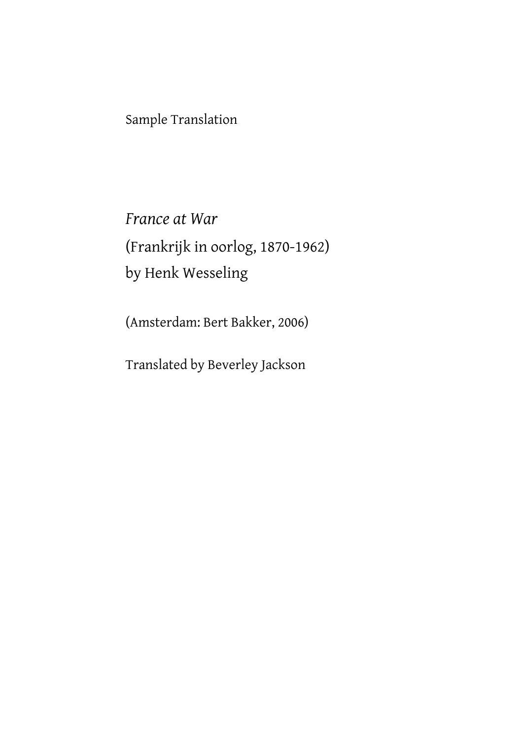Sample Translation

*France at War*

(Frankrijk in oorlog, 1870-1962)

by Henk Wesseling

(Amsterdam: Bert Bakker, 2006)

Translated by Beverley Jackson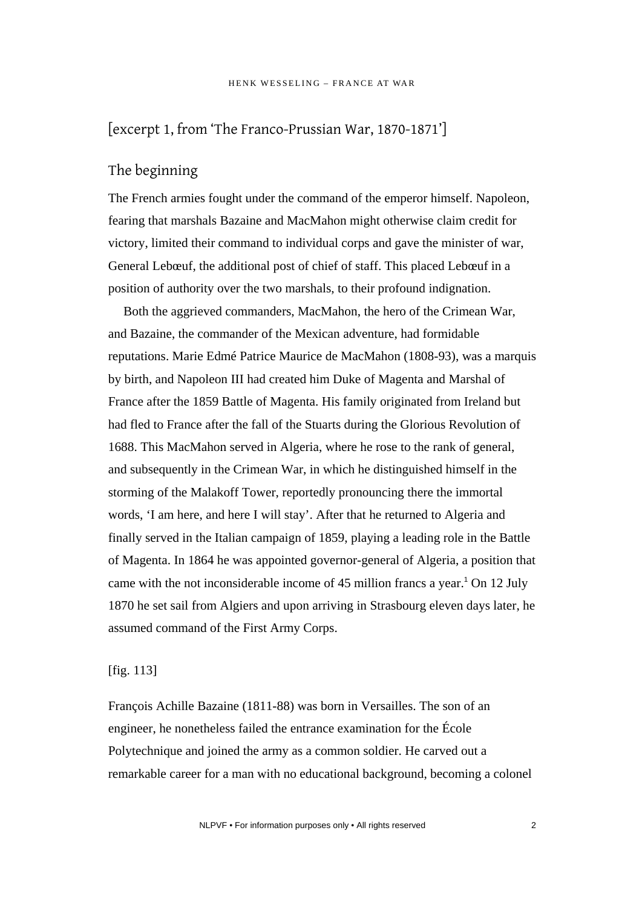## [excerpt 1, from 'The Franco-Prussian War, 1870-1871']

### The beginning

The French armies fought under the command of the emperor himself. Napoleon, fearing that marshals Bazaine and MacMahon might otherwise claim credit for victory, limited their command to individual corps and gave the minister of war, General Lebœuf, the additional post of chief of staff. This placed Lebœuf in a position of authority over the two marshals, to their profound indignation.

Both the aggrieved commanders, MacMahon, the hero of the Crimean War, and Bazaine, the commander of the Mexican adventure, had formidable reputations. Marie Edmé Patrice Maurice de MacMahon (1808-93), was a marquis by birth, and Napoleon III had created him Duke of Magenta and Marshal of France after the 1859 Battle of Magenta. His family originated from Ireland but had fled to France after the fall of the Stuarts during the Glorious Revolution of 1688. This MacMahon served in Algeria, where he rose to the rank of general, and subsequently in the Crimean War, in which he distinguished himself in the storming of the Malakoff Tower, reportedly pronouncing there the immortal words, 'I am here, and here I will stay'. After that he returned to Algeria and finally served in the Italian campaign of 1859, playing a leading role in the Battle of Magenta. In 1864 he was appointed governor-general of Algeria, a position that came with the not inconsiderable income of 45 million francs a year.[1] On 12 July 1870 he set sail from Algiers and upon arriving in Strasbourg eleven days later, he assumed command of the First Army Corps.

[fig. 113]

François Achille Bazaine (1811-88) was born in Versailles. The son of an engineer, he nonetheless failed the entrance examination for the École Polytechnique and joined the army as a common soldier. He carved out a remarkable career for a man with no educational background, becoming a colonel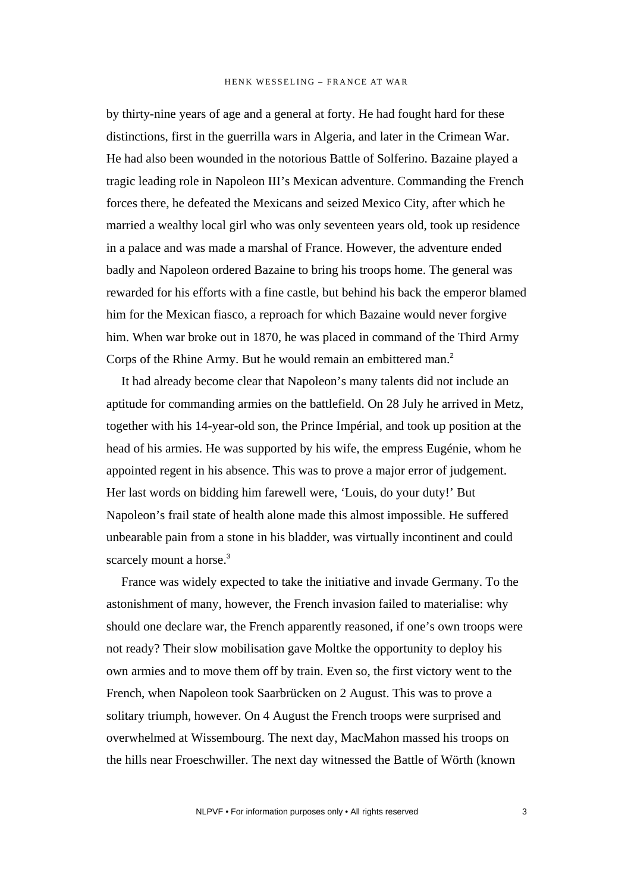by thirty-nine years of age and a general at forty. He had fought hard for these distinctions, first in the guerrilla wars in Algeria, and later in the Crimean War. He had also been wounded in the notorious Battle of Solferino. Bazaine played a tragic leading role in Napoleon III's Mexican adventure. Commanding the French forces there, he defeated the Mexicans and seized Mexico City, after which he married a wealthy local girl who was only seventeen years old, took up residence in a palace and was made a marshal of France. However, the adventure ended badly and Napoleon ordered Bazaine to bring his troops home. The general was rewarded for his efforts with a fine castle, but behind his back the emperor blamed him for the Mexican fiasco, a reproach for which Bazaine would never forgive him. When war broke out in 1870, he was placed in command of the Third Army Corps of the Rhine Army. But he would remain an embittered man.[2]

It had already become clear that Napoleon's many talents did not include an aptitude for commanding armies on the battlefield. On 28 July he arrived in Metz, together with his 14-year-old son, the Prince Impérial, and took up position at the head of his armies. He was supported by his wife, the empress Eugénie, whom he appointed regent in his absence. This was to prove a major error of judgement. Her last words on bidding him farewell were, 'Louis, do your duty!' But Napoleon's frail state of health alone made this almost impossible. He suffered unbearable pain from a stone in his bladder, was virtually incontinent and could scarcely mount a horse.[3]

France was widely expected to take the initiative and invade Germany. To the astonishment of many, however, the French invasion failed to materialise: why should one declare war, the French apparently reasoned, if one's own troops were not ready? Their slow mobilisation gave Moltke the opportunity to deploy his own armies and to move them off by train. Even so, the first victory went to the French, when Napoleon took Saarbrücken on 2 August. This was to prove a solitary triumph, however. On 4 August the French troops were surprised and overwhelmed at Wissembourg. The next day, MacMahon massed his troops on the hills near Froeschwiller. The next day witnessed the Battle of Wörth (known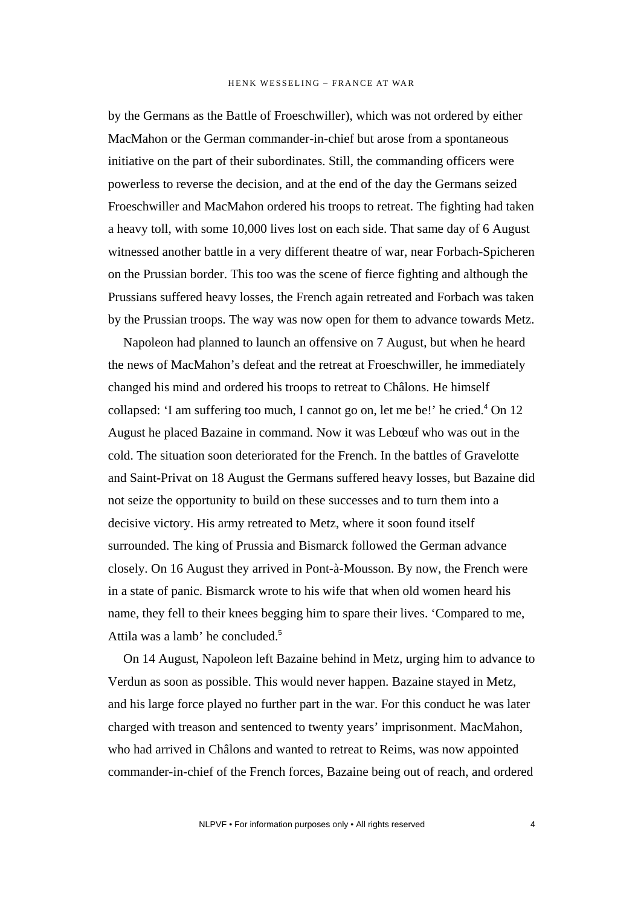by the Germans as the Battle of Froeschwiller), which was not ordered by either MacMahon or the German commander-in-chief but arose from a spontaneous initiative on the part of their subordinates. Still, the commanding officers were powerless to reverse the decision, and at the end of the day the Germans seized Froeschwiller and MacMahon ordered his troops to retreat. The fighting had taken a heavy toll, with some 10,000 lives lost on each side. That same day of 6 August witnessed another battle in a very different theatre of war, near Forbach-Spicheren on the Prussian border. This too was the scene of fierce fighting and although the Prussians suffered heavy losses, the French again retreated and Forbach was taken by the Prussian troops. The way was now open for them to advance towards Metz.

Napoleon had planned to launch an offensive on 7 August, but when he heard the news of MacMahon's defeat and the retreat at Froeschwiller, he immediately changed his mind and ordered his troops to retreat to Châlons. He himself collapsed: 'I am suffering too much, I cannot go on, let me be!' he cried.[4] On 12 August he placed Bazaine in command. Now it was Lebœuf who was out in the cold. The situation soon deteriorated for the French. In the battles of Gravelotte and Saint-Privat on 18 August the Germans suffered heavy losses, but Bazaine did not seize the opportunity to build on these successes and to turn them into a decisive victory. His army retreated to Metz, where it soon found itself surrounded. The king of Prussia and Bismarck followed the German advance closely. On 16 August they arrived in Pont-à-Mousson. By now, the French were in a state of panic. Bismarck wrote to his wife that when old women heard his name, they fell to their knees begging him to spare their lives. 'Compared to me, Attila was a lamb' he concluded.[5]

On 14 August, Napoleon left Bazaine behind in Metz, urging him to advance to Verdun as soon as possible. This would never happen. Bazaine stayed in Metz, and his large force played no further part in the war. For this conduct he was later charged with treason and sentenced to twenty years' imprisonment. MacMahon, who had arrived in Châlons and wanted to retreat to Reims, was now appointed commander-in-chief of the French forces, Bazaine being out of reach, and ordered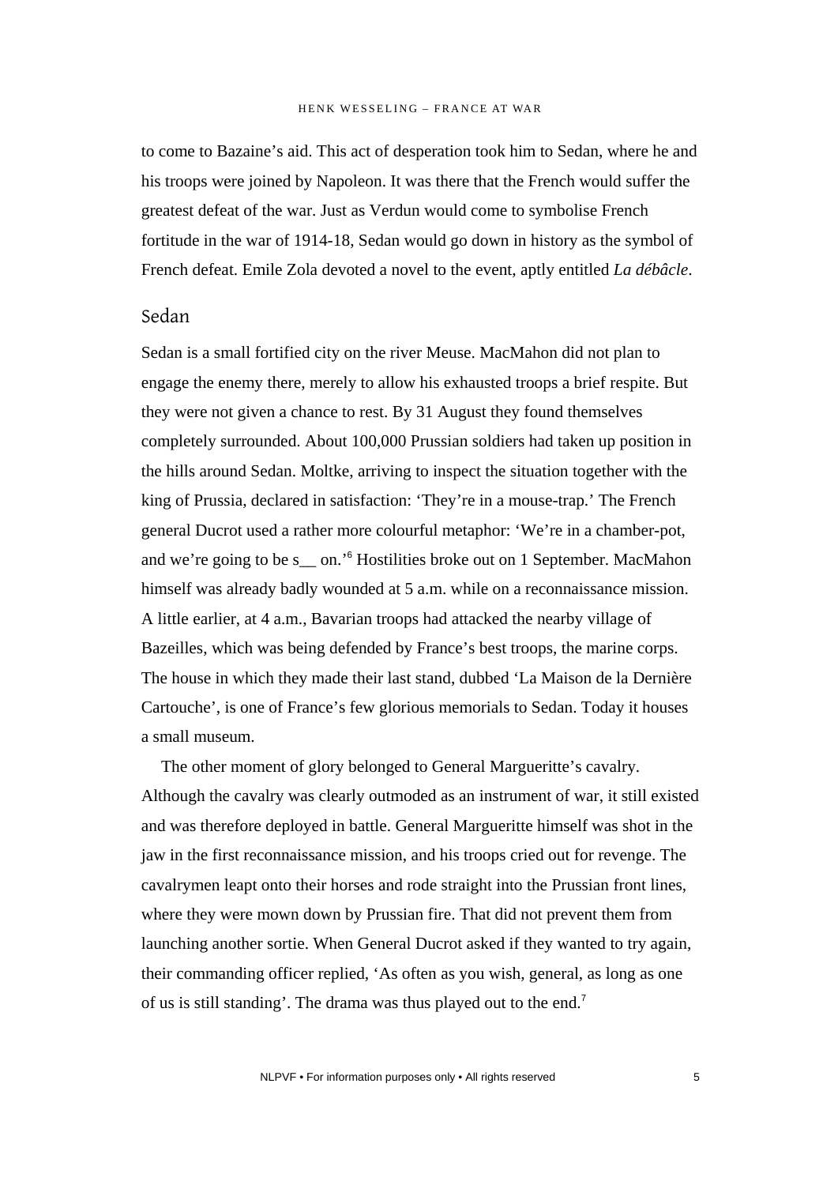to come to Bazaine's aid. This act of desperation took him to Sedan, where he and his troops were joined by Napoleon. It was there that the French would suffer the greatest defeat of the war. Just as Verdun would come to symbolise French fortitude in the war of 1914-18, Sedan would go down in history as the symbol of French defeat. Emile Zola devoted a novel to the event, aptly entitled *La débâcle*.

## Sedan

Sedan is a small fortified city on the river Meuse. MacMahon did not plan to engage the enemy there, merely to allow his exhausted troops a brief respite. But they were not given a chance to rest. By 31 August they found themselves completely surrounded. About 100,000 Prussian soldiers had taken up position in the hills around Sedan. Moltke, arriving to inspect the situation together with the king of Prussia, declared in satisfaction: 'They're in a mouse-trap.' The French general Ducrot used a rather more colourful metaphor: 'We're in a chamber-pot, and we're going to be s__ on.'[6] Hostilities broke out on 1 September. MacMahon himself was already badly wounded at 5 a.m. while on a reconnaissance mission. A little earlier, at 4 a.m., Bavarian troops had attacked the nearby village of Bazeilles, which was being defended by France's best troops, the marine corps. The house in which they made their last stand, dubbed 'La Maison de la Dernière Cartouche', is one of France's few glorious memorials to Sedan. Today it houses a small museum.

The other moment of glory belonged to General Margueritte's cavalry. Although the cavalry was clearly outmoded as an instrument of war, it still existed and was therefore deployed in battle. General Margueritte himself was shot in the jaw in the first reconnaissance mission, and his troops cried out for revenge. The cavalrymen leapt onto their horses and rode straight into the Prussian front lines, where they were mown down by Prussian fire. That did not prevent them from launching another sortie. When General Ducrot asked if they wanted to try again, their commanding officer replied, 'As often as you wish, general, as long as one of us is still standing'. The drama was thus played out to the end.[7]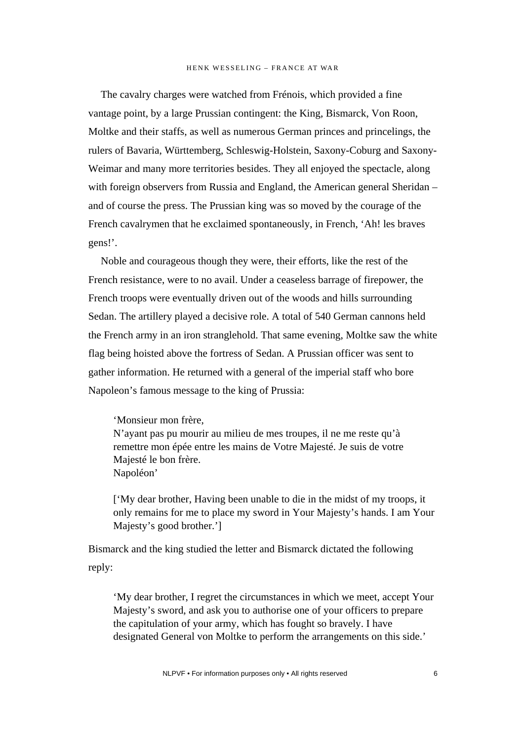The cavalry charges were watched from Frénois, which provided a fine vantage point, by a large Prussian contingent: the King, Bismarck, Von Roon, Moltke and their staffs, as well as numerous German princes and princelings, the rulers of Bavaria, Württemberg, Schleswig-Holstein, Saxony-Coburg and Saxony-Weimar and many more territories besides. They all enjoyed the spectacle, along with foreign observers from Russia and England, the American general Sheridan – and of course the press. The Prussian king was so moved by the courage of the French cavalrymen that he exclaimed spontaneously, in French, 'Ah! les braves gens!'.

Noble and courageous though they were, their efforts, like the rest of the French resistance, were to no avail. Under a ceaseless barrage of firepower, the French troops were eventually driven out of the woods and hills surrounding Sedan. The artillery played a decisive role. A total of 540 German cannons held the French army in an iron stranglehold. That same evening, Moltke saw the white flag being hoisted above the fortress of Sedan. A Prussian officer was sent to gather information. He returned with a general of the imperial staff who bore Napoleon's famous message to the king of Prussia:

> 'Monsieur mon frère,
> N'ayant pas pu mourir au milieu de mes troupes, il ne me reste qu'à remettre mon épée entre les mains de Votre Majesté. Je suis de votre Majesté le bon frère.
> Napoléon'
>
> ['My dear brother, Having been unable to die in the midst of my troops, it only remains for me to place my sword in Your Majesty's hands. I am Your Majesty's good brother.']

Bismarck and the king studied the letter and Bismarck dictated the following reply:

> 'My dear brother, I regret the circumstances in which we meet, accept Your Majesty's sword, and ask you to authorise one of your officers to prepare the capitulation of your army, which has fought so bravely. I have designated General von Moltke to perform the arrangements on this side.'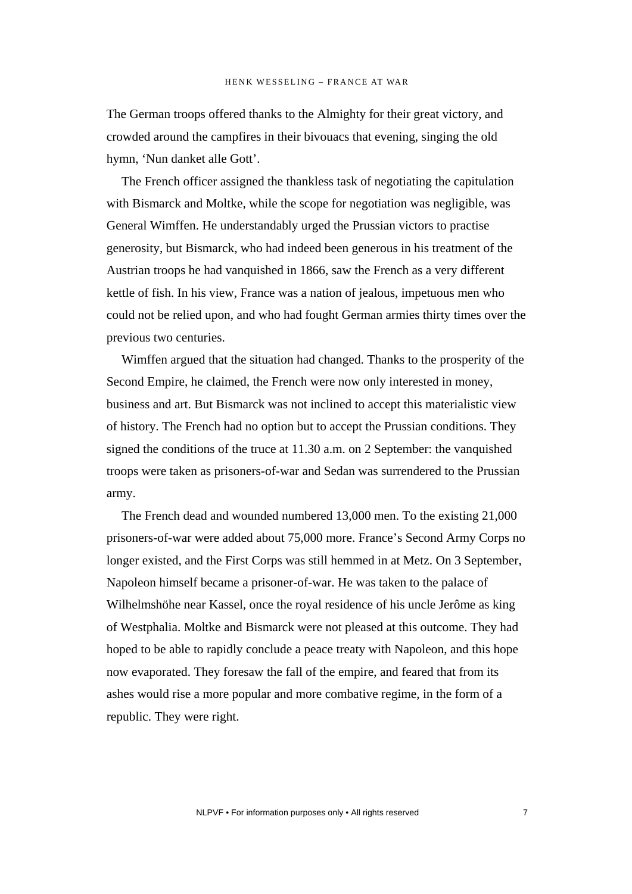The German troops offered thanks to the Almighty for their great victory, and crowded around the campfires in their bivouacs that evening, singing the old hymn, 'Nun danket alle Gott'.

The French officer assigned the thankless task of negotiating the capitulation with Bismarck and Moltke, while the scope for negotiation was negligible, was General Wimffen. He understandably urged the Prussian victors to practise generosity, but Bismarck, who had indeed been generous in his treatment of the Austrian troops he had vanquished in 1866, saw the French as a very different kettle of fish. In his view, France was a nation of jealous, impetuous men who could not be relied upon, and who had fought German armies thirty times over the previous two centuries.

Wimffen argued that the situation had changed. Thanks to the prosperity of the Second Empire, he claimed, the French were now only interested in money, business and art. But Bismarck was not inclined to accept this materialistic view of history. The French had no option but to accept the Prussian conditions. They signed the conditions of the truce at 11.30 a.m. on 2 September: the vanquished troops were taken as prisoners-of-war and Sedan was surrendered to the Prussian army.

The French dead and wounded numbered 13,000 men. To the existing 21,000 prisoners-of-war were added about 75,000 more. France's Second Army Corps no longer existed, and the First Corps was still hemmed in at Metz. On 3 September, Napoleon himself became a prisoner-of-war. He was taken to the palace of Wilhelmshöhe near Kassel, once the royal residence of his uncle Jerôme as king of Westphalia. Moltke and Bismarck were not pleased at this outcome. They had hoped to be able to rapidly conclude a peace treaty with Napoleon, and this hope now evaporated. They foresaw the fall of the empire, and feared that from its ashes would rise a more popular and more combative regime, in the form of a republic. They were right.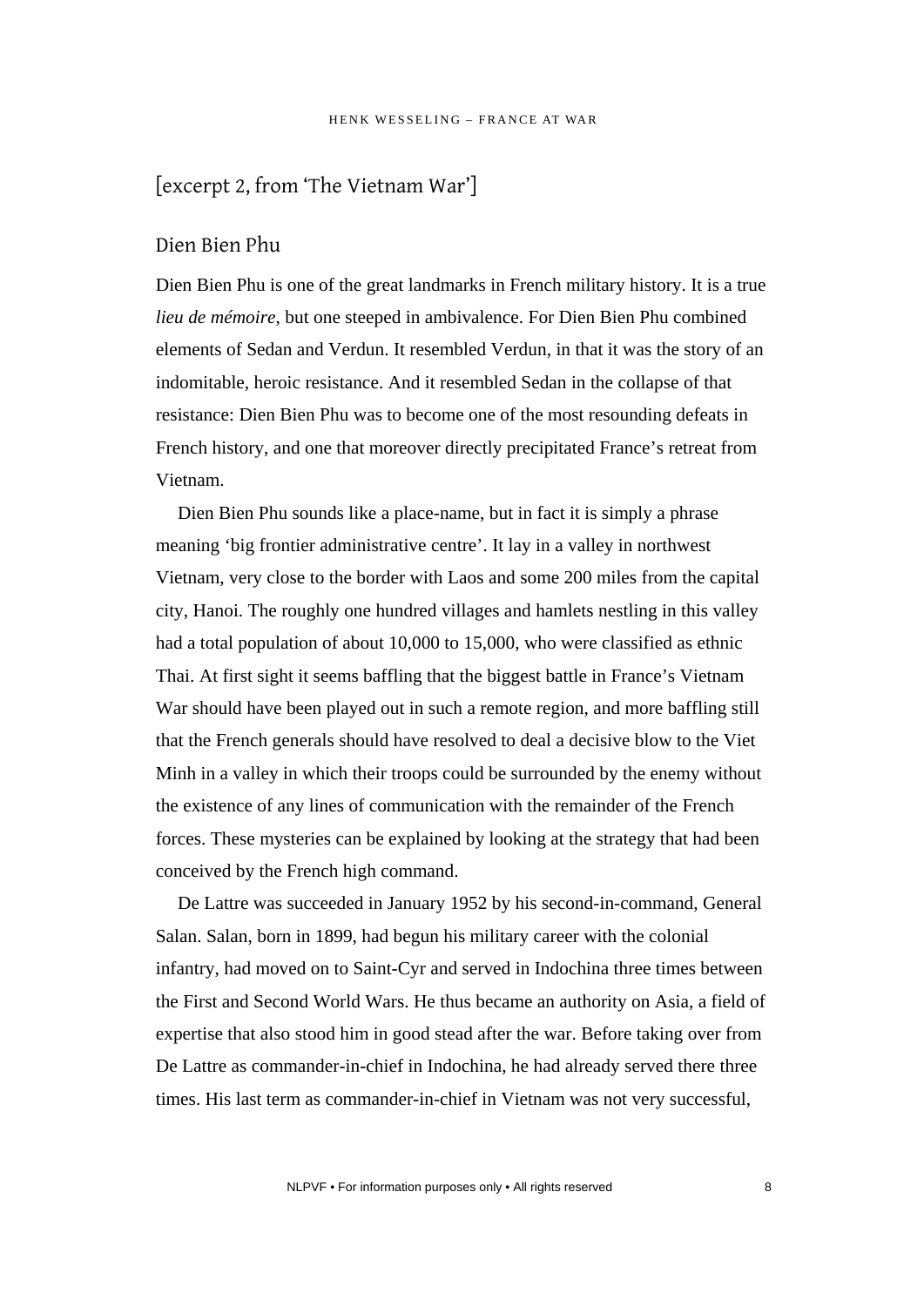## [excerpt 2, from 'The Vietnam War']

### Dien Bien Phu

Dien Bien Phu is one of the great landmarks in French military history. It is a true *lieu de mémoire*, but one steeped in ambivalence. For Dien Bien Phu combined elements of Sedan and Verdun. It resembled Verdun, in that it was the story of an indomitable, heroic resistance. And it resembled Sedan in the collapse of that resistance: Dien Bien Phu was to become one of the most resounding defeats in French history, and one that moreover directly precipitated France's retreat from Vietnam.

Dien Bien Phu sounds like a place-name, but in fact it is simply a phrase meaning 'big frontier administrative centre'. It lay in a valley in northwest Vietnam, very close to the border with Laos and some 200 miles from the capital city, Hanoi. The roughly one hundred villages and hamlets nestling in this valley had a total population of about 10,000 to 15,000, who were classified as ethnic Thai. At first sight it seems baffling that the biggest battle in France's Vietnam War should have been played out in such a remote region, and more baffling still that the French generals should have resolved to deal a decisive blow to the Viet Minh in a valley in which their troops could be surrounded by the enemy without the existence of any lines of communication with the remainder of the French forces. These mysteries can be explained by looking at the strategy that had been conceived by the French high command.

De Lattre was succeeded in January 1952 by his second-in-command, General Salan. Salan, born in 1899, had begun his military career with the colonial infantry, had moved on to Saint-Cyr and served in Indochina three times between the First and Second World Wars. He thus became an authority on Asia, a field of expertise that also stood him in good stead after the war. Before taking over from De Lattre as commander-in-chief in Indochina, he had already served there three times. His last term as commander-in-chief in Vietnam was not very successful,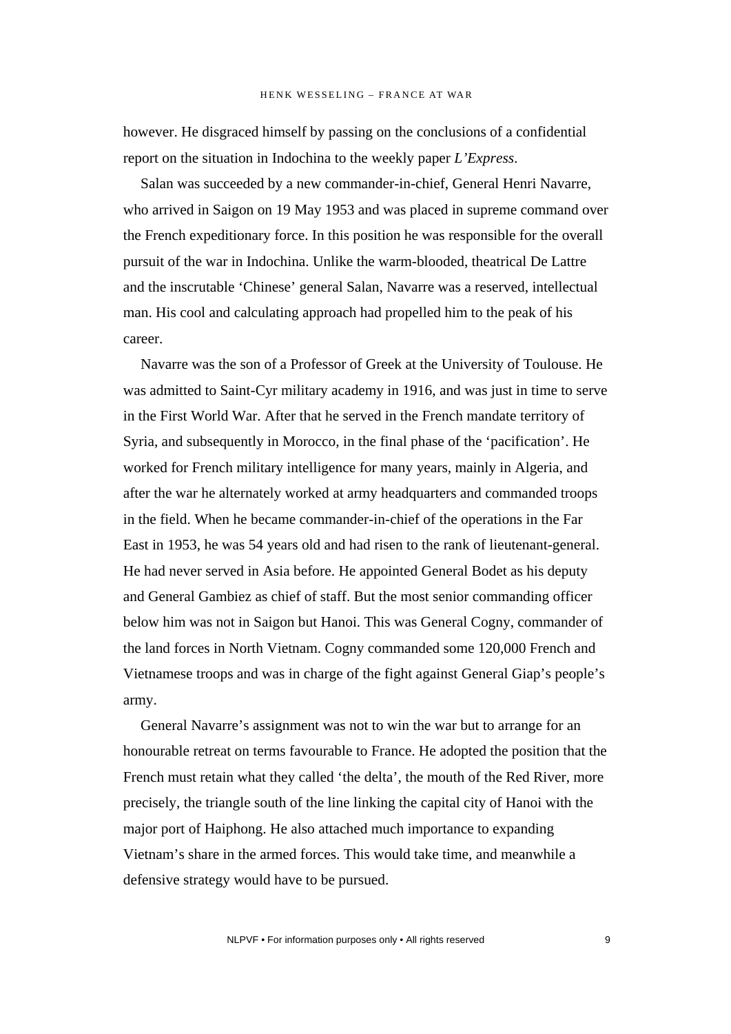however. He disgraced himself by passing on the conclusions of a confidential report on the situation in Indochina to the weekly paper *L'Express*.

Salan was succeeded by a new commander-in-chief, General Henri Navarre, who arrived in Saigon on 19 May 1953 and was placed in supreme command over the French expeditionary force. In this position he was responsible for the overall pursuit of the war in Indochina. Unlike the warm-blooded, theatrical De Lattre and the inscrutable 'Chinese' general Salan, Navarre was a reserved, intellectual man. His cool and calculating approach had propelled him to the peak of his career.

Navarre was the son of a Professor of Greek at the University of Toulouse. He was admitted to Saint-Cyr military academy in 1916, and was just in time to serve in the First World War. After that he served in the French mandate territory of Syria, and subsequently in Morocco, in the final phase of the 'pacification'. He worked for French military intelligence for many years, mainly in Algeria, and after the war he alternately worked at army headquarters and commanded troops in the field. When he became commander-in-chief of the operations in the Far East in 1953, he was 54 years old and had risen to the rank of lieutenant-general. He had never served in Asia before. He appointed General Bodet as his deputy and General Gambiez as chief of staff. But the most senior commanding officer below him was not in Saigon but Hanoi. This was General Cogny, commander of the land forces in North Vietnam. Cogny commanded some 120,000 French and Vietnamese troops and was in charge of the fight against General Giap's people's army.

General Navarre's assignment was not to win the war but to arrange for an honourable retreat on terms favourable to France. He adopted the position that the French must retain what they called 'the delta', the mouth of the Red River, more precisely, the triangle south of the line linking the capital city of Hanoi with the major port of Haiphong. He also attached much importance to expanding Vietnam's share in the armed forces. This would take time, and meanwhile a defensive strategy would have to be pursued.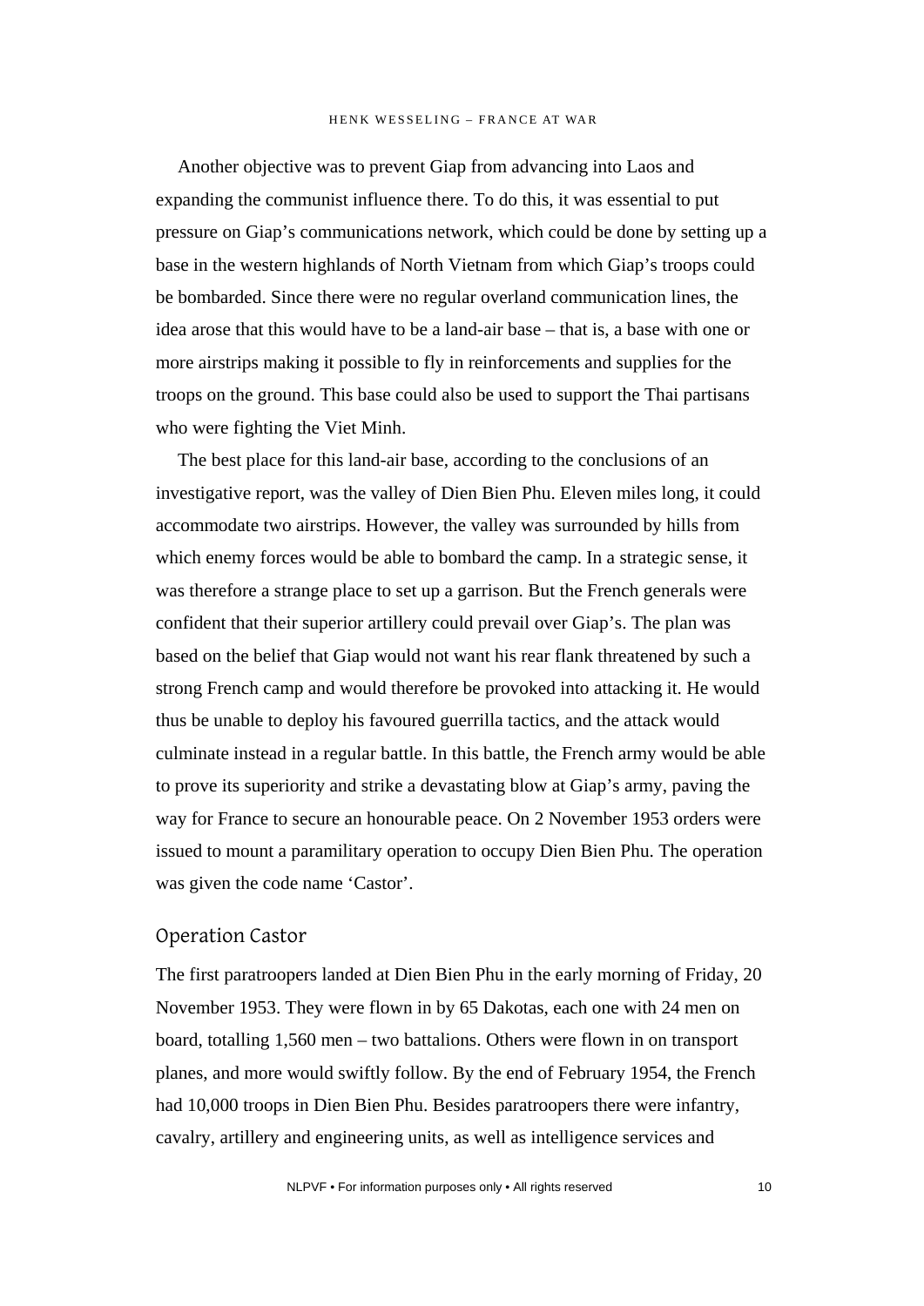Another objective was to prevent Giap from advancing into Laos and expanding the communist influence there. To do this, it was essential to put pressure on Giap's communications network, which could be done by setting up a base in the western highlands of North Vietnam from which Giap's troops could be bombarded. Since there were no regular overland communication lines, the idea arose that this would have to be a land-air base – that is, a base with one or more airstrips making it possible to fly in reinforcements and supplies for the troops on the ground. This base could also be used to support the Thai partisans who were fighting the Viet Minh.

The best place for this land-air base, according to the conclusions of an investigative report, was the valley of Dien Bien Phu. Eleven miles long, it could accommodate two airstrips. However, the valley was surrounded by hills from which enemy forces would be able to bombard the camp. In a strategic sense, it was therefore a strange place to set up a garrison. But the French generals were confident that their superior artillery could prevail over Giap's. The plan was based on the belief that Giap would not want his rear flank threatened by such a strong French camp and would therefore be provoked into attacking it. He would thus be unable to deploy his favoured guerrilla tactics, and the attack would culminate instead in a regular battle. In this battle, the French army would be able to prove its superiority and strike a devastating blow at Giap's army, paving the way for France to secure an honourable peace. On 2 November 1953 orders were issued to mount a paramilitary operation to occupy Dien Bien Phu. The operation was given the code name 'Castor'.

## Operation Castor

The first paratroopers landed at Dien Bien Phu in the early morning of Friday, 20 November 1953. They were flown in by 65 Dakotas, each one with 24 men on board, totalling 1,560 men – two battalions. Others were flown in on transport planes, and more would swiftly follow. By the end of February 1954, the French had 10,000 troops in Dien Bien Phu. Besides paratroopers there were infantry, cavalry, artillery and engineering units, as well as intelligence services and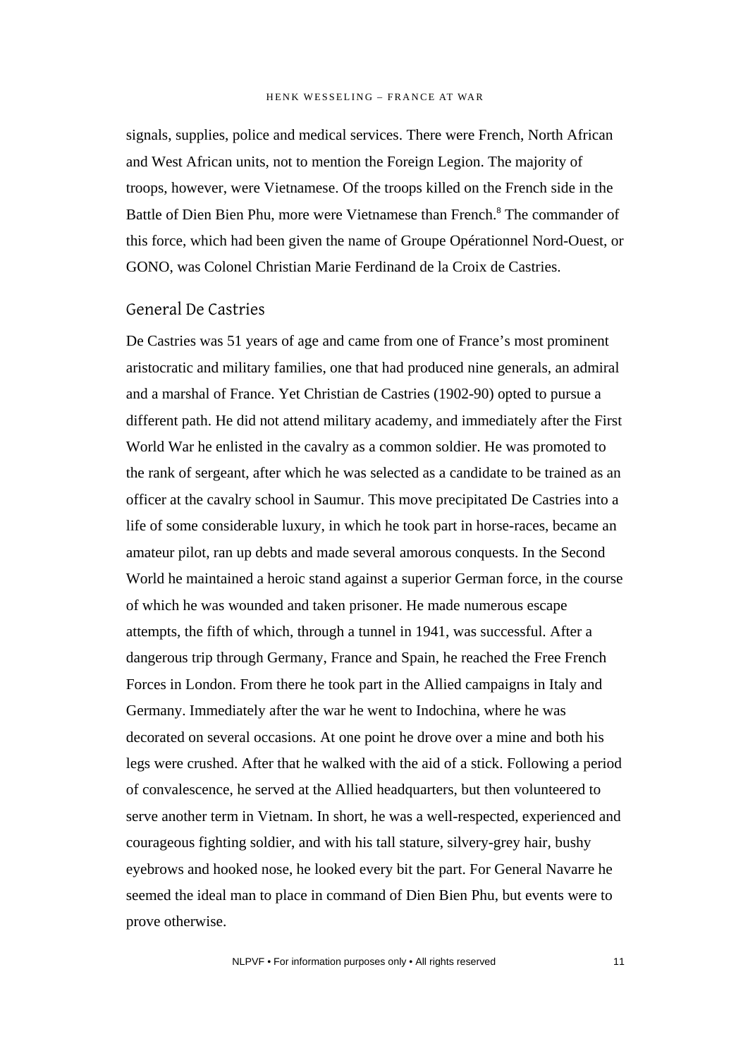signals, supplies, police and medical services. There were French, North African and West African units, not to mention the Foreign Legion. The majority of troops, however, were Vietnamese. Of the troops killed on the French side in the Battle of Dien Bien Phu, more were Vietnamese than French.[8] The commander of this force, which had been given the name of Groupe Opérationnel Nord-Ouest, or GONO, was Colonel Christian Marie Ferdinand de la Croix de Castries.

## General De Castries

De Castries was 51 years of age and came from one of France's most prominent aristocratic and military families, one that had produced nine generals, an admiral and a marshal of France. Yet Christian de Castries (1902-90) opted to pursue a different path. He did not attend military academy, and immediately after the First World War he enlisted in the cavalry as a common soldier. He was promoted to the rank of sergeant, after which he was selected as a candidate to be trained as an officer at the cavalry school in Saumur. This move precipitated De Castries into a life of some considerable luxury, in which he took part in horse-races, became an amateur pilot, ran up debts and made several amorous conquests. In the Second World he maintained a heroic stand against a superior German force, in the course of which he was wounded and taken prisoner. He made numerous escape attempts, the fifth of which, through a tunnel in 1941, was successful. After a dangerous trip through Germany, France and Spain, he reached the Free French Forces in London. From there he took part in the Allied campaigns in Italy and Germany. Immediately after the war he went to Indochina, where he was decorated on several occasions. At one point he drove over a mine and both his legs were crushed. After that he walked with the aid of a stick. Following a period of convalescence, he served at the Allied headquarters, but then volunteered to serve another term in Vietnam. In short, he was a well-respected, experienced and courageous fighting soldier, and with his tall stature, silvery-grey hair, bushy eyebrows and hooked nose, he looked every bit the part. For General Navarre he seemed the ideal man to place in command of Dien Bien Phu, but events were to prove otherwise.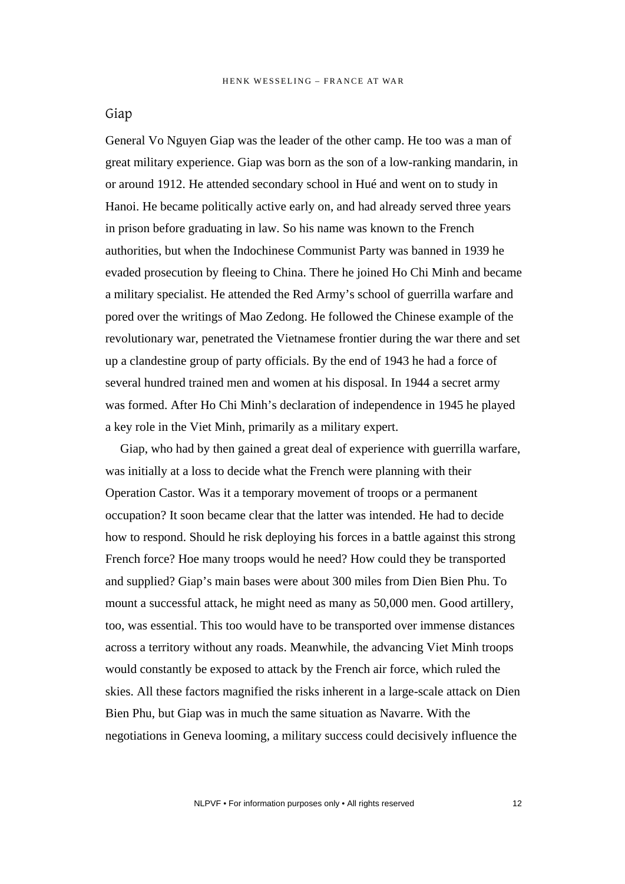## Giap

General Vo Nguyen Giap was the leader of the other camp. He too was a man of great military experience. Giap was born as the son of a low-ranking mandarin, in or around 1912. He attended secondary school in Hué and went on to study in Hanoi. He became politically active early on, and had already served three years in prison before graduating in law. So his name was known to the French authorities, but when the Indochinese Communist Party was banned in 1939 he evaded prosecution by fleeing to China. There he joined Ho Chi Minh and became a military specialist. He attended the Red Army's school of guerrilla warfare and pored over the writings of Mao Zedong. He followed the Chinese example of the revolutionary war, penetrated the Vietnamese frontier during the war there and set up a clandestine group of party officials. By the end of 1943 he had a force of several hundred trained men and women at his disposal. In 1944 a secret army was formed. After Ho Chi Minh's declaration of independence in 1945 he played a key role in the Viet Minh, primarily as a military expert.

Giap, who had by then gained a great deal of experience with guerrilla warfare, was initially at a loss to decide what the French were planning with their Operation Castor. Was it a temporary movement of troops or a permanent occupation? It soon became clear that the latter was intended. He had to decide how to respond. Should he risk deploying his forces in a battle against this strong French force? Hoe many troops would he need? How could they be transported and supplied? Giap's main bases were about 300 miles from Dien Bien Phu. To mount a successful attack, he might need as many as 50,000 men. Good artillery, too, was essential. This too would have to be transported over immense distances across a territory without any roads. Meanwhile, the advancing Viet Minh troops would constantly be exposed to attack by the French air force, which ruled the skies. All these factors magnified the risks inherent in a large-scale attack on Dien Bien Phu, but Giap was in much the same situation as Navarre. With the negotiations in Geneva looming, a military success could decisively influence the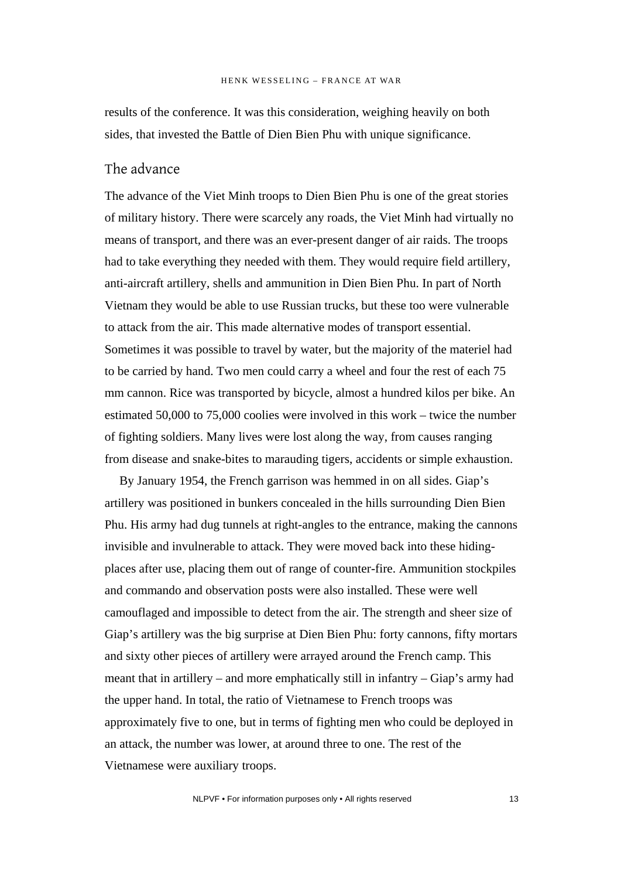results of the conference. It was this consideration, weighing heavily on both sides, that invested the Battle of Dien Bien Phu with unique significance.

## The advance

The advance of the Viet Minh troops to Dien Bien Phu is one of the great stories of military history. There were scarcely any roads, the Viet Minh had virtually no means of transport, and there was an ever-present danger of air raids. The troops had to take everything they needed with them. They would require field artillery, anti-aircraft artillery, shells and ammunition in Dien Bien Phu. In part of North Vietnam they would be able to use Russian trucks, but these too were vulnerable to attack from the air. This made alternative modes of transport essential. Sometimes it was possible to travel by water, but the majority of the materiel had to be carried by hand. Two men could carry a wheel and four the rest of each 75 mm cannon. Rice was transported by bicycle, almost a hundred kilos per bike. An estimated 50,000 to 75,000 coolies were involved in this work – twice the number of fighting soldiers. Many lives were lost along the way, from causes ranging from disease and snake-bites to marauding tigers, accidents or simple exhaustion.

By January 1954, the French garrison was hemmed in on all sides. Giap's artillery was positioned in bunkers concealed in the hills surrounding Dien Bien Phu. His army had dug tunnels at right-angles to the entrance, making the cannons invisible and invulnerable to attack. They were moved back into these hiding-places after use, placing them out of range of counter-fire. Ammunition stockpiles and commando and observation posts were also installed. These were well camouflaged and impossible to detect from the air. The strength and sheer size of Giap's artillery was the big surprise at Dien Bien Phu: forty cannons, fifty mortars and sixty other pieces of artillery were arrayed around the French camp. This meant that in artillery – and more emphatically still in infantry – Giap's army had the upper hand. In total, the ratio of Vietnamese to French troops was approximately five to one, but in terms of fighting men who could be deployed in an attack, the number was lower, at around three to one. The rest of the Vietnamese were auxiliary troops.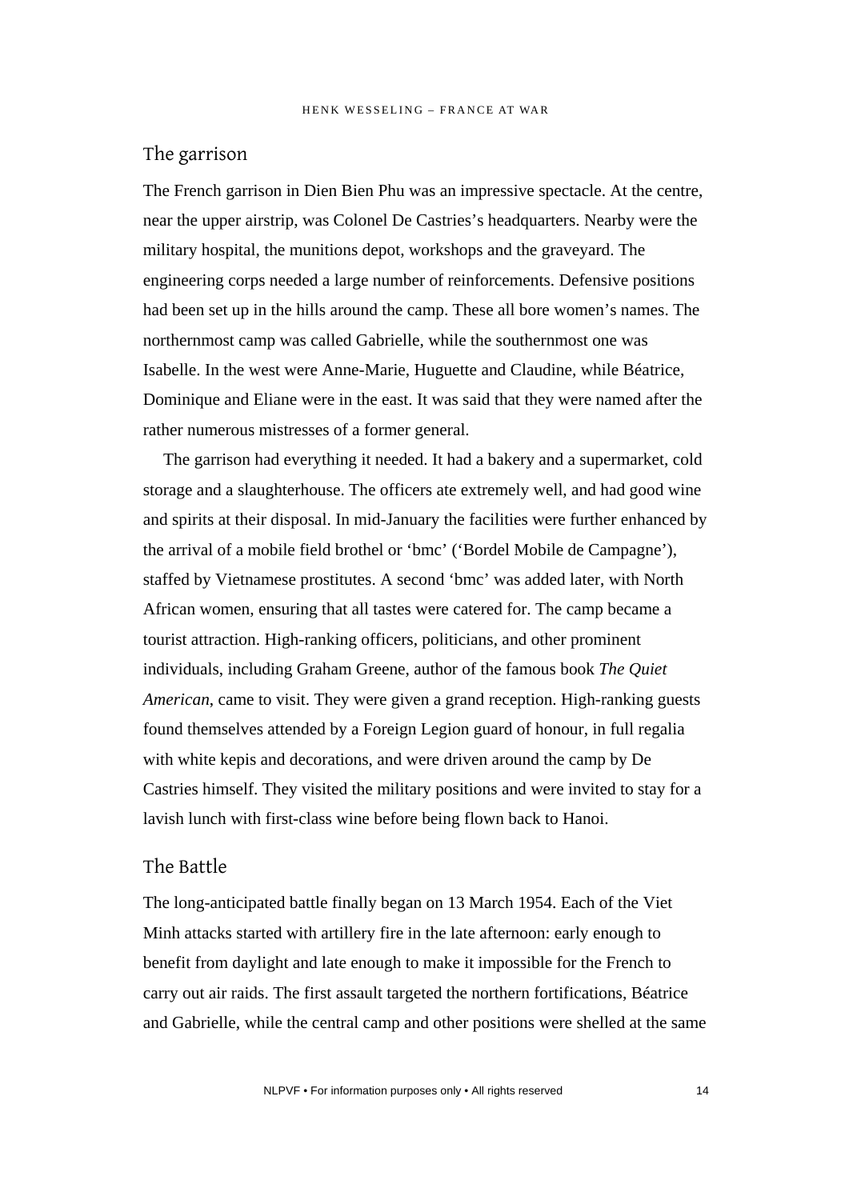## The garrison

The French garrison in Dien Bien Phu was an impressive spectacle. At the centre, near the upper airstrip, was Colonel De Castries's headquarters. Nearby were the military hospital, the munitions depot, workshops and the graveyard. The engineering corps needed a large number of reinforcements. Defensive positions had been set up in the hills around the camp. These all bore women's names. The northernmost camp was called Gabrielle, while the southernmost one was Isabelle. In the west were Anne-Marie, Huguette and Claudine, while Béatrice, Dominique and Eliane were in the east. It was said that they were named after the rather numerous mistresses of a former general.

The garrison had everything it needed. It had a bakery and a supermarket, cold storage and a slaughterhouse. The officers ate extremely well, and had good wine and spirits at their disposal. In mid-January the facilities were further enhanced by the arrival of a mobile field brothel or 'bmc' ('Bordel Mobile de Campagne'), staffed by Vietnamese prostitutes. A second 'bmc' was added later, with North African women, ensuring that all tastes were catered for. The camp became a tourist attraction. High-ranking officers, politicians, and other prominent individuals, including Graham Greene, author of the famous book *The Quiet American*, came to visit. They were given a grand reception. High-ranking guests found themselves attended by a Foreign Legion guard of honour, in full regalia with white kepis and decorations, and were driven around the camp by De Castries himself. They visited the military positions and were invited to stay for a lavish lunch with first-class wine before being flown back to Hanoi.

## The Battle

The long-anticipated battle finally began on 13 March 1954. Each of the Viet Minh attacks started with artillery fire in the late afternoon: early enough to benefit from daylight and late enough to make it impossible for the French to carry out air raids. The first assault targeted the northern fortifications, Béatrice and Gabrielle, while the central camp and other positions were shelled at the same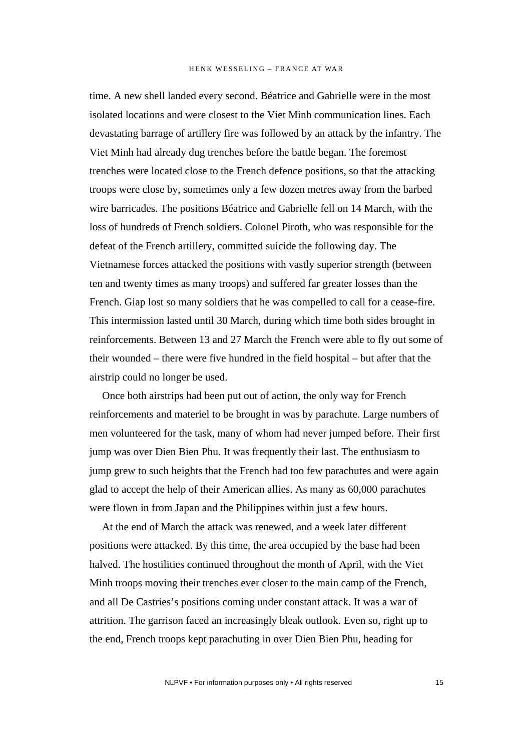time. A new shell landed every second. Béatrice and Gabrielle were in the most isolated locations and were closest to the Viet Minh communication lines. Each devastating barrage of artillery fire was followed by an attack by the infantry. The Viet Minh had already dug trenches before the battle began. The foremost trenches were located close to the French defence positions, so that the attacking troops were close by, sometimes only a few dozen metres away from the barbed wire barricades. The positions Béatrice and Gabrielle fell on 14 March, with the loss of hundreds of French soldiers. Colonel Piroth, who was responsible for the defeat of the French artillery, committed suicide the following day. The Vietnamese forces attacked the positions with vastly superior strength (between ten and twenty times as many troops) and suffered far greater losses than the French. Giap lost so many soldiers that he was compelled to call for a cease-fire. This intermission lasted until 30 March, during which time both sides brought in reinforcements. Between 13 and 27 March the French were able to fly out some of their wounded – there were five hundred in the field hospital – but after that the airstrip could no longer be used.

Once both airstrips had been put out of action, the only way for French reinforcements and materiel to be brought in was by parachute. Large numbers of men volunteered for the task, many of whom had never jumped before. Their first jump was over Dien Bien Phu. It was frequently their last. The enthusiasm to jump grew to such heights that the French had too few parachutes and were again glad to accept the help of their American allies. As many as 60,000 parachutes were flown in from Japan and the Philippines within just a few hours.

At the end of March the attack was renewed, and a week later different positions were attacked. By this time, the area occupied by the base had been halved. The hostilities continued throughout the month of April, with the Viet Minh troops moving their trenches ever closer to the main camp of the French, and all De Castries's positions coming under constant attack. It was a war of attrition. The garrison faced an increasingly bleak outlook. Even so, right up to the end, French troops kept parachuting in over Dien Bien Phu, heading for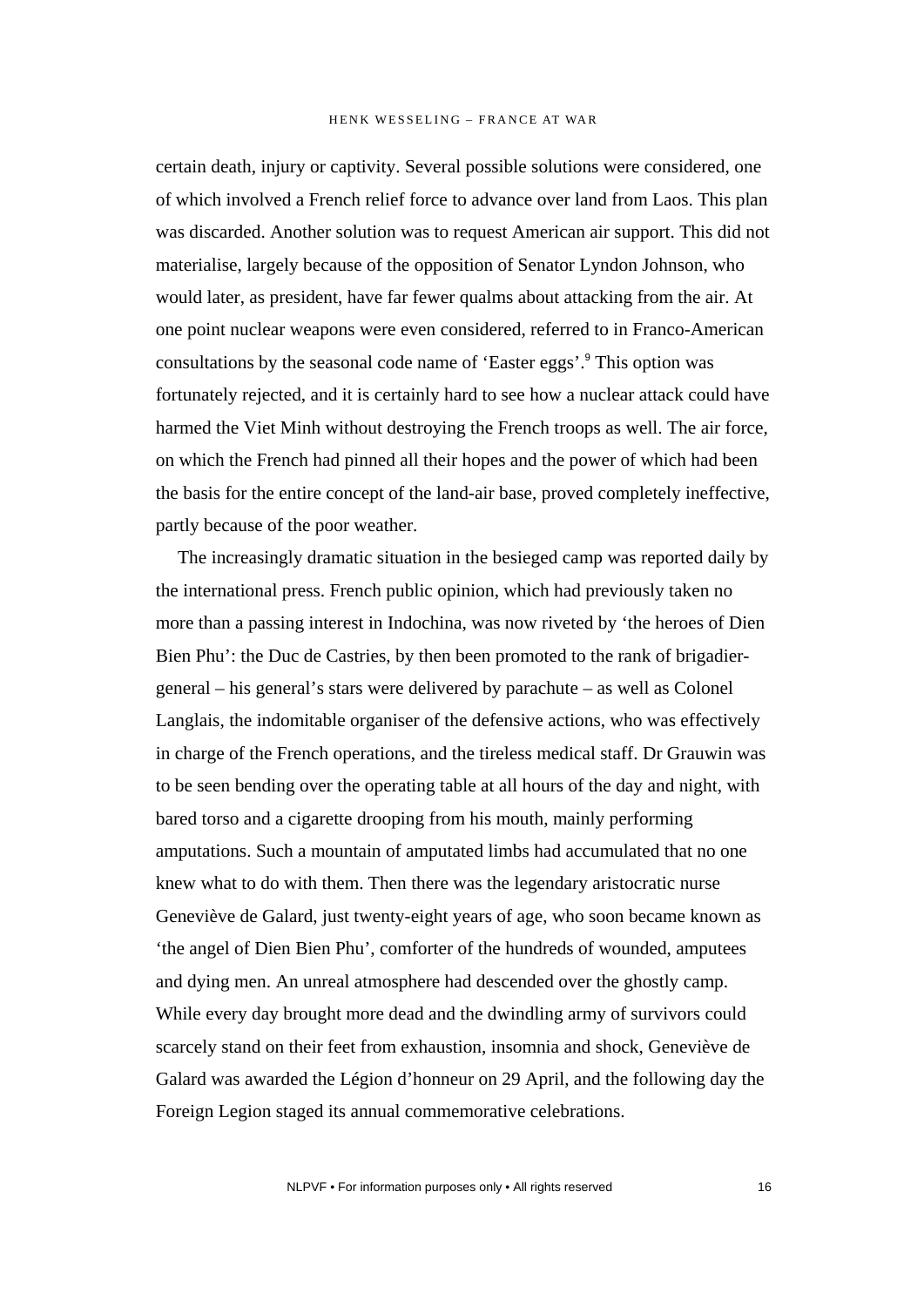certain death, injury or captivity. Several possible solutions were considered, one of which involved a French relief force to advance over land from Laos. This plan was discarded. Another solution was to request American air support. This did not materialise, largely because of the opposition of Senator Lyndon Johnson, who would later, as president, have far fewer qualms about attacking from the air. At one point nuclear weapons were even considered, referred to in Franco-American consultations by the seasonal code name of 'Easter eggs'.[9] This option was fortunately rejected, and it is certainly hard to see how a nuclear attack could have harmed the Viet Minh without destroying the French troops as well. The air force, on which the French had pinned all their hopes and the power of which had been the basis for the entire concept of the land-air base, proved completely ineffective, partly because of the poor weather.

The increasingly dramatic situation in the besieged camp was reported daily by the international press. French public opinion, which had previously taken no more than a passing interest in Indochina, was now riveted by 'the heroes of Dien Bien Phu': the Duc de Castries, by then been promoted to the rank of brigadier-general – his general's stars were delivered by parachute – as well as Colonel Langlais, the indomitable organiser of the defensive actions, who was effectively in charge of the French operations, and the tireless medical staff. Dr Grauwin was to be seen bending over the operating table at all hours of the day and night, with bared torso and a cigarette drooping from his mouth, mainly performing amputations. Such a mountain of amputated limbs had accumulated that no one knew what to do with them. Then there was the legendary aristocratic nurse Geneviève de Galard, just twenty-eight years of age, who soon became known as 'the angel of Dien Bien Phu', comforter of the hundreds of wounded, amputees and dying men. An unreal atmosphere had descended over the ghostly camp. While every day brought more dead and the dwindling army of survivors could scarcely stand on their feet from exhaustion, insomnia and shock, Geneviève de Galard was awarded the Légion d'honneur on 29 April, and the following day the Foreign Legion staged its annual commemorative celebrations.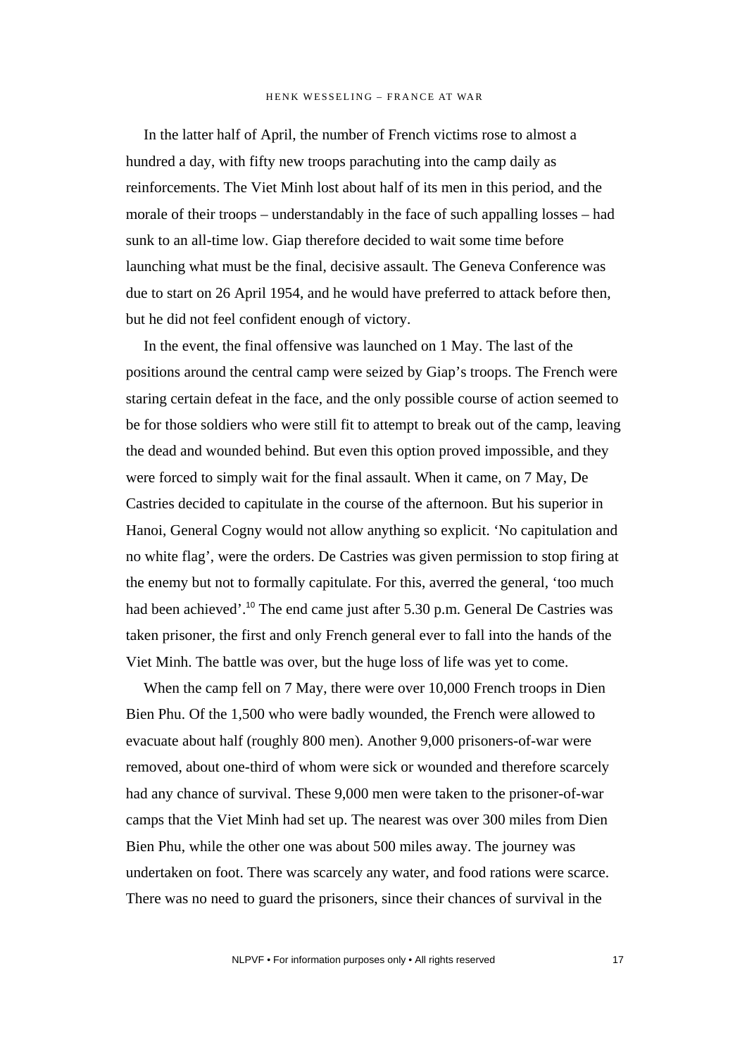In the latter half of April, the number of French victims rose to almost a hundred a day, with fifty new troops parachuting into the camp daily as reinforcements. The Viet Minh lost about half of its men in this period, and the morale of their troops – understandably in the face of such appalling losses – had sunk to an all-time low. Giap therefore decided to wait some time before launching what must be the final, decisive assault. The Geneva Conference was due to start on 26 April 1954, and he would have preferred to attack before then, but he did not feel confident enough of victory.

In the event, the final offensive was launched on 1 May. The last of the positions around the central camp were seized by Giap's troops. The French were staring certain defeat in the face, and the only possible course of action seemed to be for those soldiers who were still fit to attempt to break out of the camp, leaving the dead and wounded behind. But even this option proved impossible, and they were forced to simply wait for the final assault. When it came, on 7 May, De Castries decided to capitulate in the course of the afternoon. But his superior in Hanoi, General Cogny would not allow anything so explicit. 'No capitulation and no white flag', were the orders. De Castries was given permission to stop firing at the enemy but not to formally capitulate. For this, averred the general, 'too much had been achieved'.[10] The end came just after 5.30 p.m. General De Castries was taken prisoner, the first and only French general ever to fall into the hands of the Viet Minh. The battle was over, but the huge loss of life was yet to come.

When the camp fell on 7 May, there were over 10,000 French troops in Dien Bien Phu. Of the 1,500 who were badly wounded, the French were allowed to evacuate about half (roughly 800 men). Another 9,000 prisoners-of-war were removed, about one-third of whom were sick or wounded and therefore scarcely had any chance of survival. These 9,000 men were taken to the prisoner-of-war camps that the Viet Minh had set up. The nearest was over 300 miles from Dien Bien Phu, while the other one was about 500 miles away. The journey was undertaken on foot. There was scarcely any water, and food rations were scarce. There was no need to guard the prisoners, since their chances of survival in the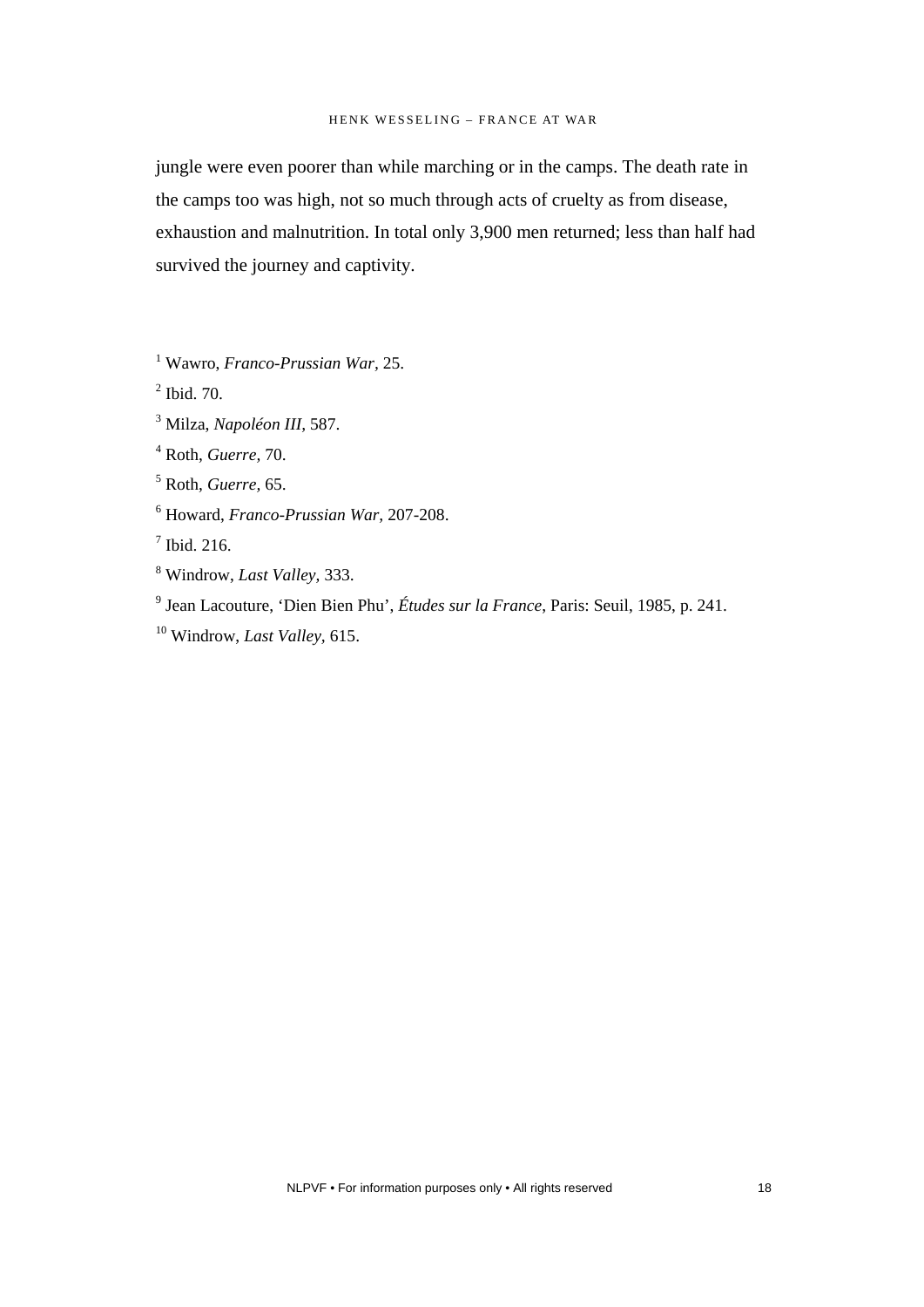jungle were even poorer than while marching or in the camps. The death rate in the camps too was high, not so much through acts of cruelty as from disease, exhaustion and malnutrition. In total only 3,900 men returned; less than half had survived the journey and captivity.

[1] Wawro, *Franco-Prussian War,* 25.

[2] Ibid. 70.

[3] Milza, *Napoléon III,* 587.

[4] Roth, *Guerre,* 70.

[5] Roth, *Guerre,* 65.

[6] Howard, *Franco-Prussian War,* 207-208.

[7] Ibid. 216.

[8] Windrow, *Last Valley,* 333.

[9] Jean Lacouture, 'Dien Bien Phu', *Études sur la France*, Paris: Seuil, 1985, p. 241.

[10] Windrow, *Last Valley,* 615.